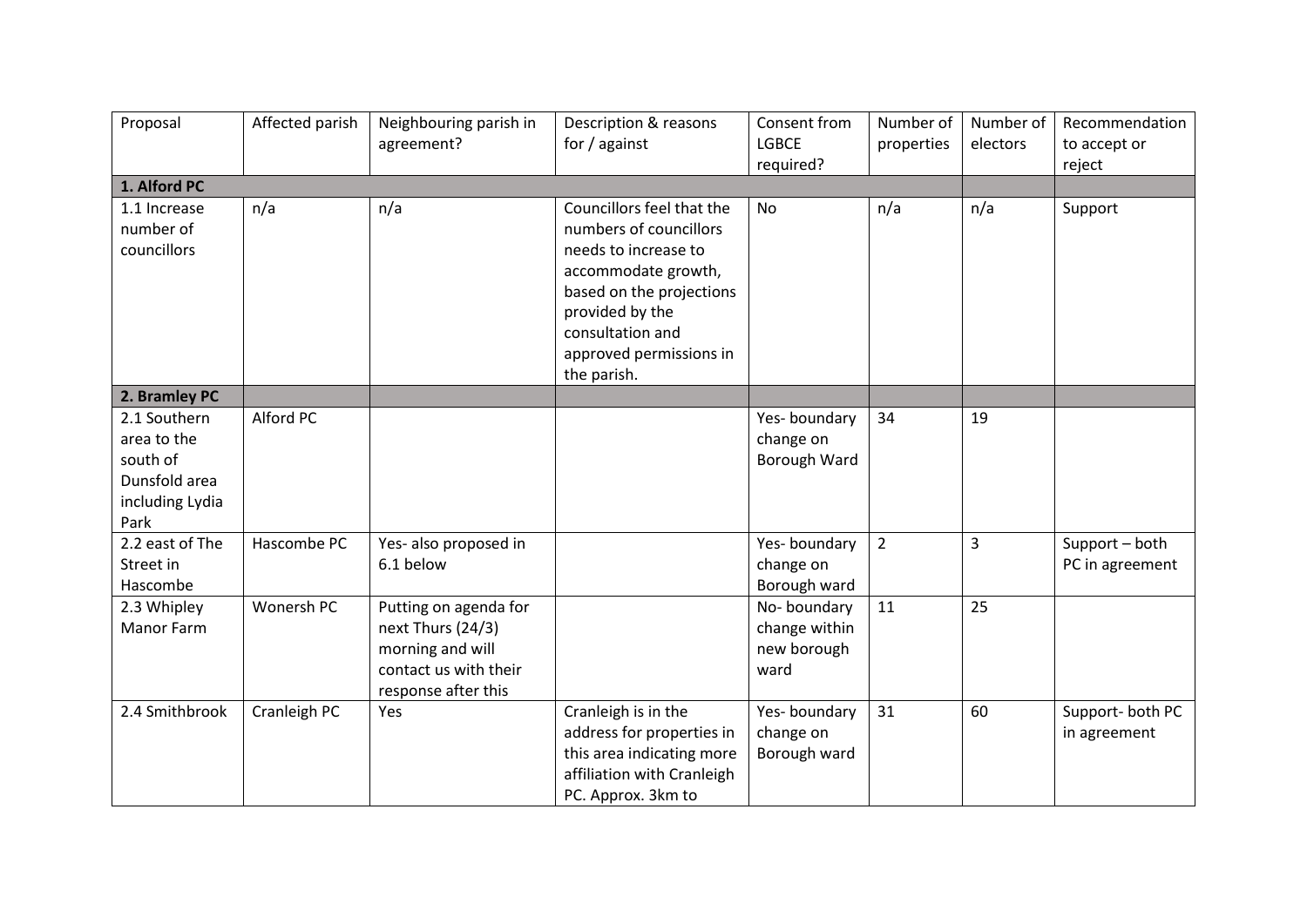| Proposal | Affected parish | Neighbouring parish in agreement? | Description & reasons for / against | Consent from LGBCE required? | Number of properties | Number of electors | Recommendation to accept or reject |
|---|---|---|---|---|---|---|---|
| **1. Alford PC** | | | | | | | |
| 1.1 Increase number of councillors | n/a | n/a | Councillors feel that the numbers of councillors needs to increase to accommodate growth, based on the projections provided by the consultation and approved permissions in the parish. | No | n/a | n/a | Support |
| **2. Bramley PC** | | | | | | | |
| 2.1 Southern area to the south of Dunsfold area including Lydia Park | Alford PC | | | Yes- boundary change on Borough Ward | 34 | 19 | |
| 2.2 east of The Street in Hascombe | Hascombe PC | Yes- also proposed in 6.1 below | | Yes- boundary change on Borough ward | 2 | 3 | Support – both PC in agreement |
| 2.3 Whipley Manor Farm | Wonersh PC | Putting on agenda for next Thurs (24/3) morning and will contact us with their response after this | | No- boundary change within new borough ward | 11 | 25 | |
| 2.4 Smithbrook | Cranleigh PC | Yes | Cranleigh is in the address for properties in this area indicating more affiliation with Cranleigh PC. Approx. 3km to | Yes- boundary change on Borough ward | 31 | 60 | Support- both PC in agreement |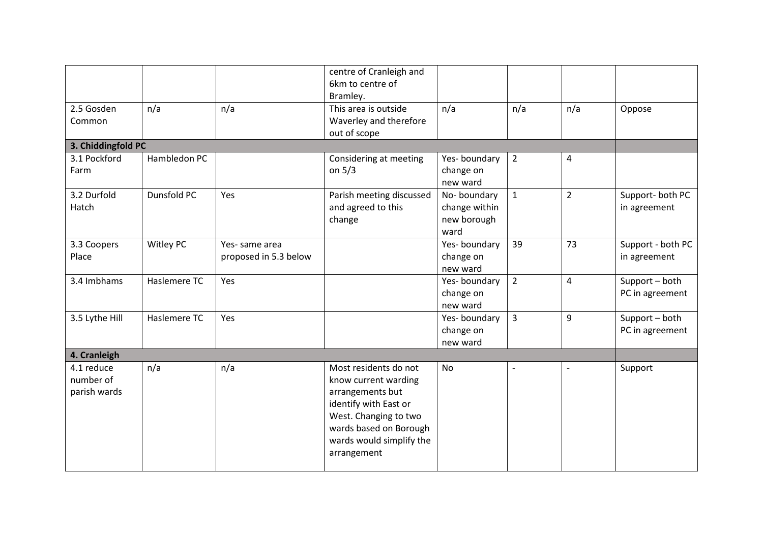| | | | | | | | |
|---|---|---|---|---|---|---|---|
| | | | centre of Cranleigh and 6km to centre of Bramley. | | | | |
| 2.5 Gosden Common | n/a | n/a | This area is outside Waverley and therefore out of scope | n/a | n/a | n/a | Oppose |
| **3. Chiddingfold PC** | | | | | | | |
| 3.1 Pockford Farm | Hambledon PC | | Considering at meeting on 5/3 | Yes- boundary change on new ward | 2 | 4 | |
| 3.2 Durfold Hatch | Dunsfold PC | Yes | Parish meeting discussed and agreed to this change | No- boundary change within new borough ward | 1 | 2 | Support- both PC in agreement |
| 3.3 Coopers Place | Witley PC | Yes- same area proposed in 5.3 below | | Yes- boundary change on new ward | 39 | 73 | Support - both PC in agreement |
| 3.4 Imbhams | Haslemere TC | Yes | | Yes- boundary change on new ward | 2 | 4 | Support – both PC in agreement |
| 3.5 Lythe Hill | Haslemere TC | Yes | | Yes- boundary change on new ward | 3 | 9 | Support – both PC in agreement |
| **4. Cranleigh** | | | | | | | |
| 4.1 reduce number of parish wards | n/a | n/a | Most residents do not know current warding arrangements but identify with East or West. Changing to two wards based on Borough wards would simplify the arrangement | No | - | - | Support |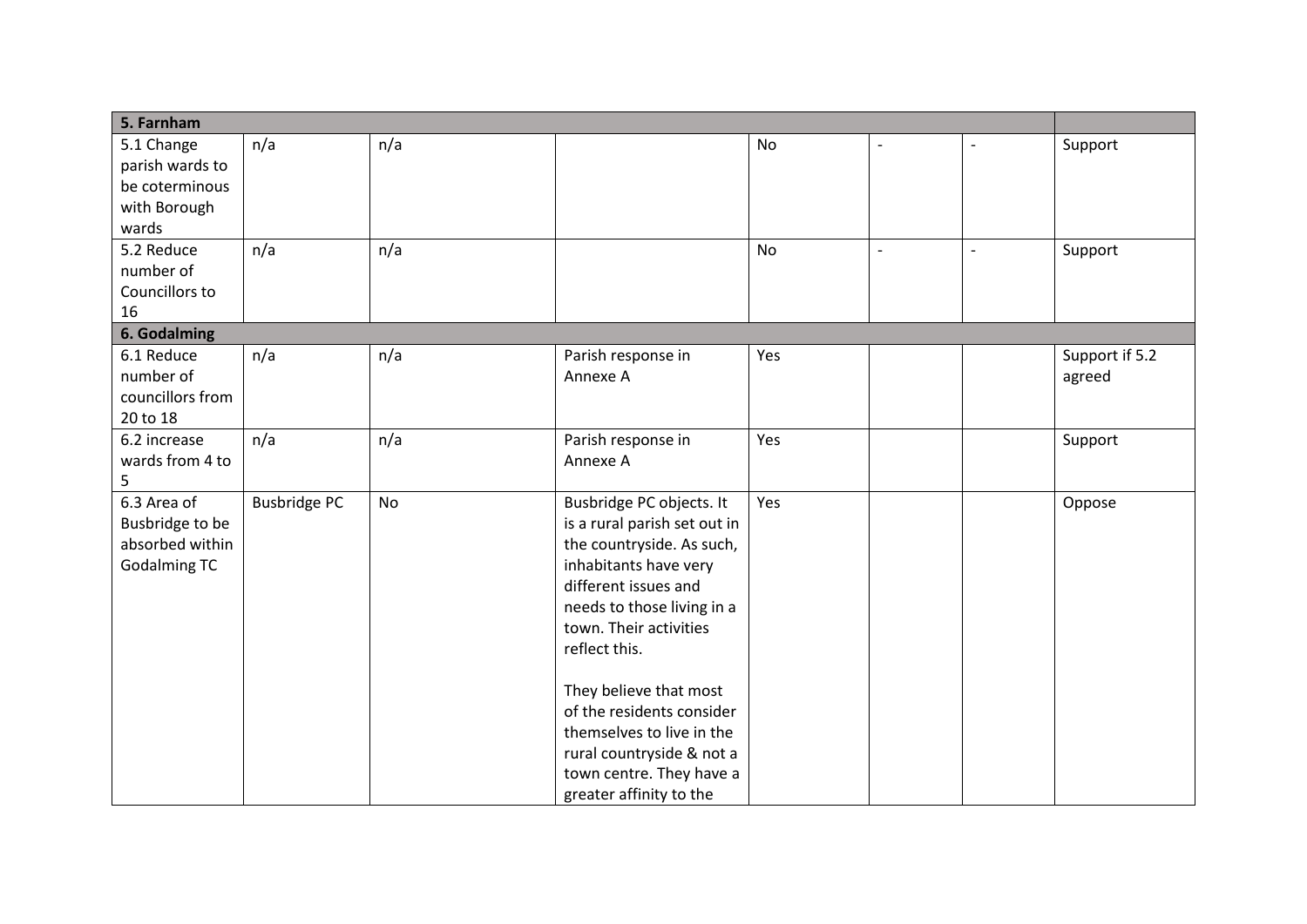| 5. Farnham | | | | | | | |
|---|---|---|---|---|---|---|---|
| 5.1 Change parish wards to be coterminous with Borough wards | n/a | n/a | | No | - | - | Support |
| 5.2 Reduce number of Councillors to 16 | n/a | n/a | | No | - | - | Support |
| **6. Godalming** | | | | | | | |
| 6.1 Reduce number of councillors from 20 to 18 | n/a | n/a | Parish response in Annexe A | Yes | | | Support if 5.2 agreed |
| 6.2 increase wards from 4 to 5 | n/a | n/a | Parish response in Annexe A | Yes | | | Support |
| 6.3 Area of Busbridge to be absorbed within Godalming TC | Busbridge PC | No | Busbridge PC objects. It is a rural parish set out in the countryside. As such, inhabitants have very different issues and needs to those living in a town. Their activities reflect this.<br><br>They believe that most of the residents consider themselves to live in the rural countryside & not a town centre. They have a greater affinity to the | Yes | | | Oppose |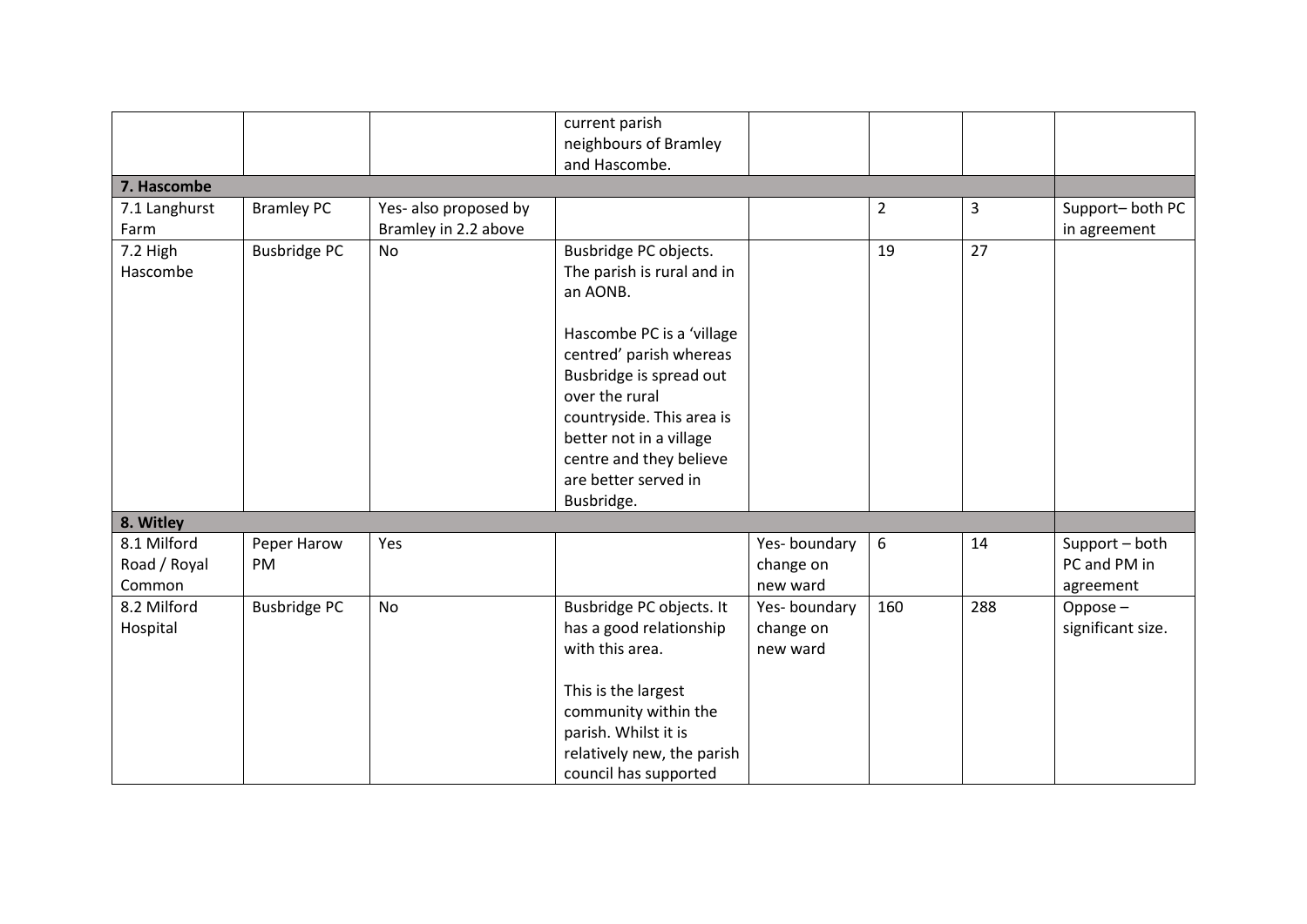| | | | | | | | |
|---|---|---|---|---|---|---|---|
| | | | current parish neighbours of Bramley and Hascombe. | | | | |
| **7. Hascombe** | | | | | | | |
| 7.1 Langhurst Farm | Bramley PC | Yes- also proposed by Bramley in 2.2 above | | | 2 | 3 | Support– both PC in agreement |
| 7.2 High Hascombe | Busbridge PC | No | Busbridge PC objects. The parish is rural and in an AONB.<br><br>Hascombe PC is a 'village centred' parish whereas Busbridge is spread out over the rural countryside. This area is better not in a village centre and they believe are better served in Busbridge. | | 19 | 27 | |
| **8. Witley** | | | | | | | |
| 8.1 Milford Road / Royal Common | Peper Harow PM | Yes | | Yes- boundary change on new ward | 6 | 14 | Support – both PC and PM in agreement |
| 8.2 Milford Hospital | Busbridge PC | No | Busbridge PC objects. It has a good relationship with this area.<br><br>This is the largest community within the parish. Whilst it is relatively new, the parish council has supported | Yes- boundary change on new ward | 160 | 288 | Oppose – significant size. |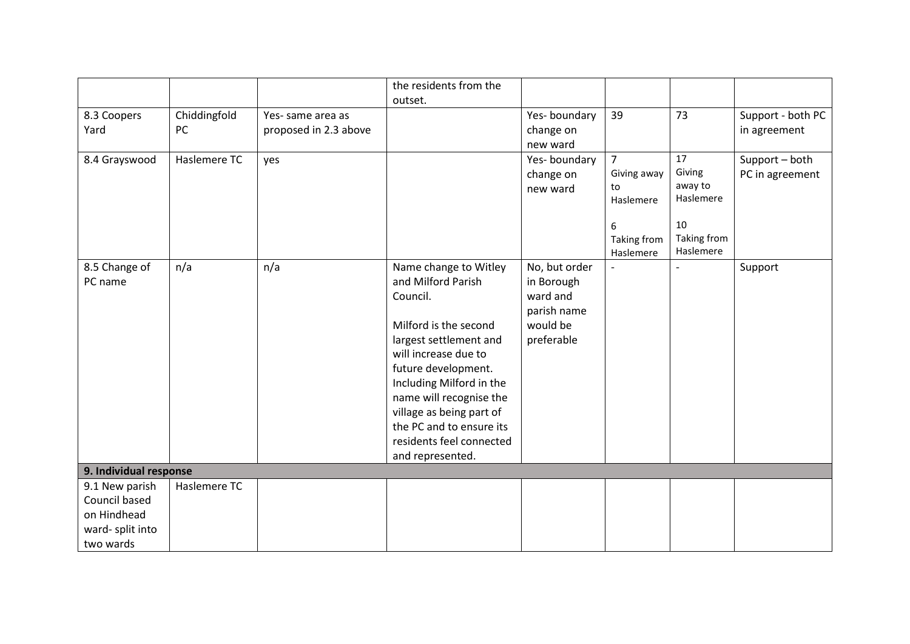| | | | | | | | |
|---|---|---|---|---|---|---|---|
| | | | the residents from the outset. | | | | |
| 8.3 Coopers Yard | Chiddingfold PC | Yes- same area as proposed in 2.3 above | | Yes- boundary change on new ward | 39 | 73 | Support - both PC in agreement |
| 8.4 Grayswood | Haslemere TC | yes | | Yes- boundary change on new ward | 7 Giving away to Haslemere<br><br>6 Taking from Haslemere | 17 Giving away to Haslemere<br><br>10 Taking from Haslemere | Support – both PC in agreement |
| 8.5 Change of PC name | n/a | n/a | Name change to Witley and Milford Parish Council.<br><br>Milford is the second largest settlement and will increase due to future development. Including Milford in the name will recognise the village as being part of the PC and to ensure its residents feel connected and represented. | No, but order in Borough ward and parish name would be preferable | - | - | Support |
| **9. Individual response** | | | | | | | |
| 9.1 New parish Council based on Hindhead ward- split into two wards | Haslemere TC | | | | | | |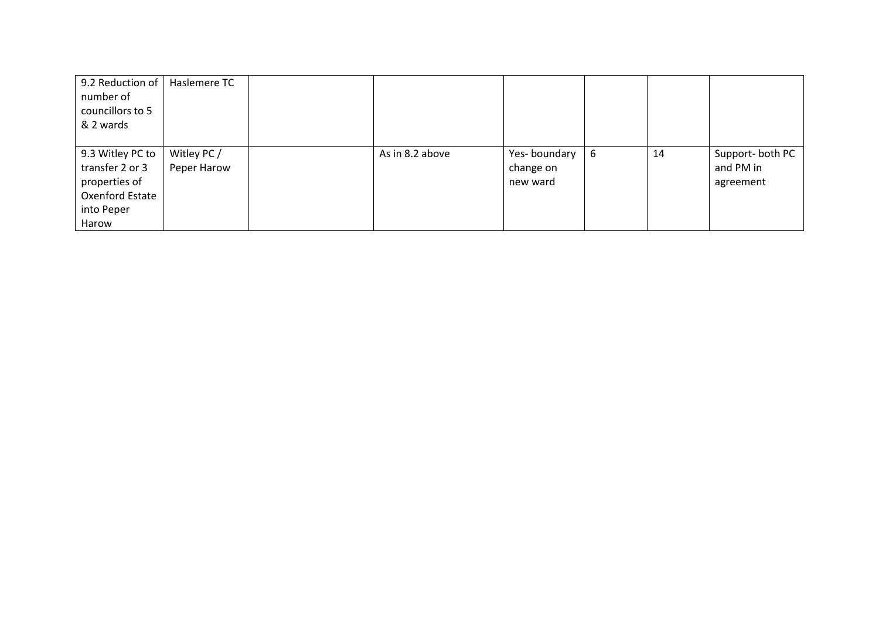| | | | | | | | |
|---|---|---|---|---|---|---|---|
| 9.2 Reduction of number of councillors to 5 & 2 wards | Haslemere TC | | | | | | |
| 9.3 Witley PC to transfer 2 or 3 properties of Oxenford Estate into Peper Harow | Witley PC / Peper Harow | | As in 8.2 above | Yes- boundary change on new ward | 6 | 14 | Support- both PC and PM in agreement |